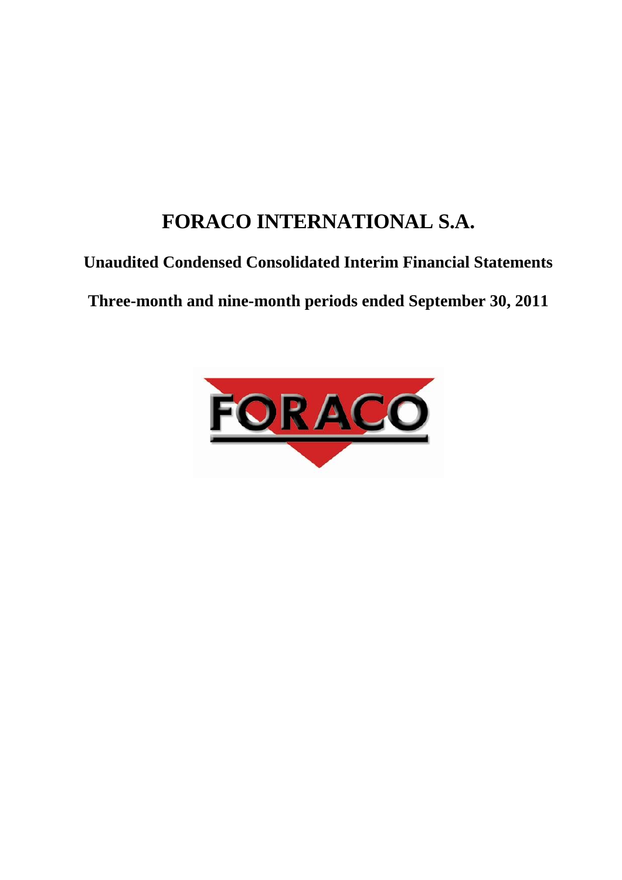# FORACO INTERNATIONAL S.A.

## Unaudited Condensed Consolidated Interim Financial Statements

## Three-month and nine-month periods ended September 30, 2011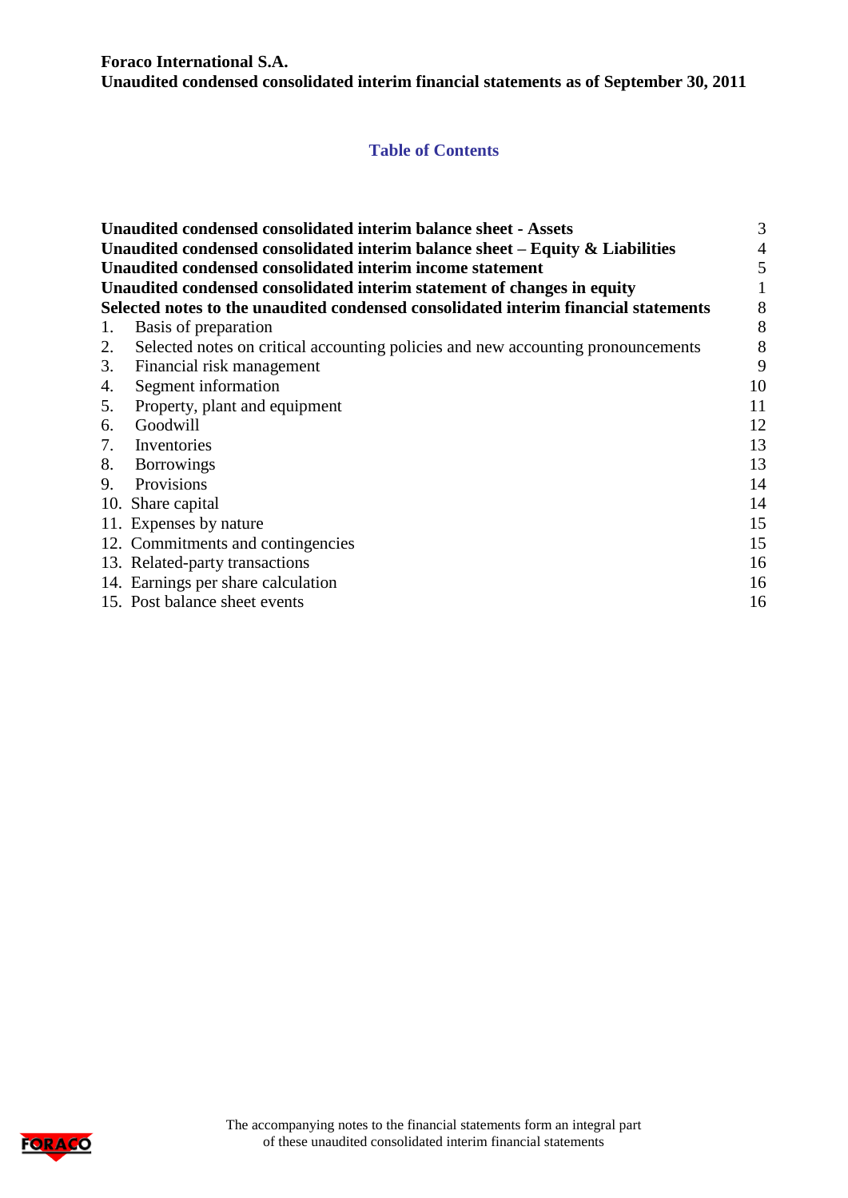**Foraco International S.A.**
**Unaudited condensed consolidated interim financial statements as of September 30, 2011**

## Table of Contents

| | |
|---|---|
| **Unaudited condensed consolidated interim balance sheet - Assets** | 3 |
| **Unaudited condensed consolidated interim balance sheet – Equity & Liabilities** | 4 |
| **Unaudited condensed consolidated interim income statement** | 5 |
| **Unaudited condensed consolidated interim statement of changes in equity** | 1 |
| **Selected notes to the unaudited condensed consolidated interim financial statements** | 8 |
| 1. Basis of preparation | 8 |
| 2. Selected notes on critical accounting policies and new accounting pronouncements | 8 |
| 3. Financial risk management | 9 |
| 4. Segment information | 10 |
| 5. Property, plant and equipment | 11 |
| 6. Goodwill | 12 |
| 7. Inventories | 13 |
| 8. Borrowings | 13 |
| 9. Provisions | 14 |
| 10. Share capital | 14 |
| 11. Expenses by nature | 15 |
| 12. Commitments and contingencies | 15 |
| 13. Related-party transactions | 16 |
| 14. Earnings per share calculation | 16 |
| 15. Post balance sheet events | 16 |

The accompanying notes to the financial statements form an integral part of these unaudited consolidated interim financial statements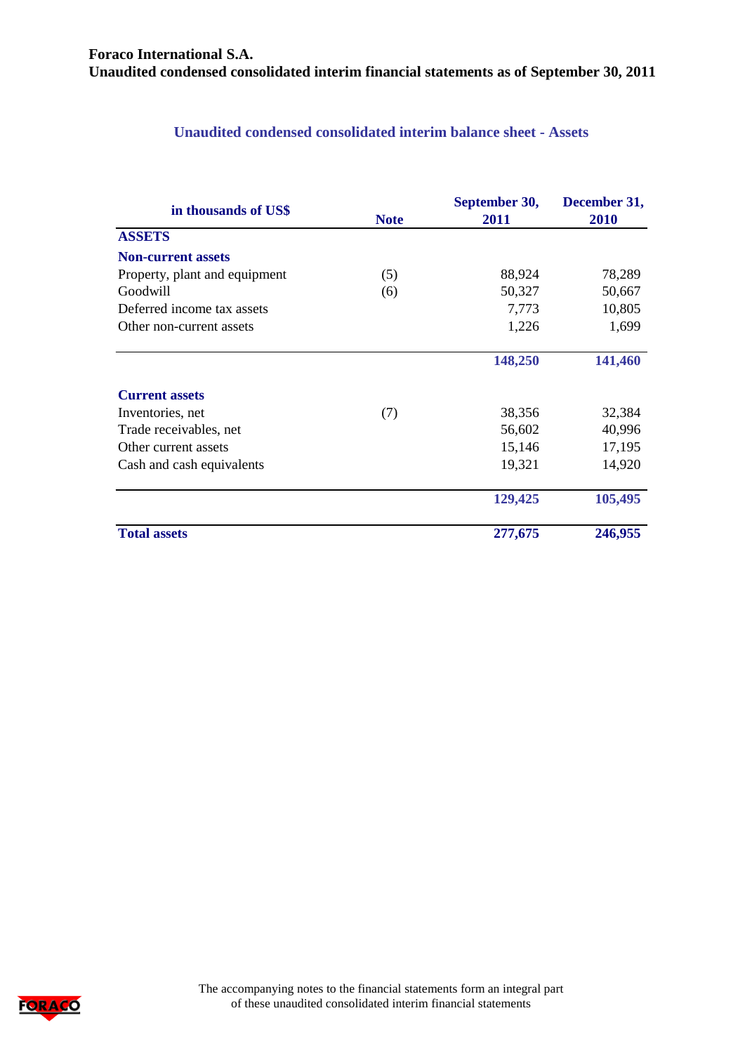## Unaudited condensed consolidated interim balance sheet - Assets

| in thousands of US$ | Note | September 30, 2011 | December 31, 2010 |
|---|---|---|---|
| **ASSETS** | | | |
| **Non-current assets** | | | |
| Property, plant and equipment | (5) | 88,924 | 78,289 |
| Goodwill | (6) | 50,327 | 50,667 |
| Deferred income tax assets | | 7,773 | 10,805 |
| Other non-current assets | | 1,226 | 1,699 |
| | | **148,250** | **141,460** |
| **Current assets** | | | |
| Inventories, net | (7) | 38,356 | 32,384 |
| Trade receivables, net | | 56,602 | 40,996 |
| Other current assets | | 15,146 | 17,195 |
| Cash and cash equivalents | | 19,321 | 14,920 |
| | | **129,425** | **105,495** |
| **Total assets** | | **277,675** | **246,955** |

The accompanying notes to the financial statements form an integral part of these unaudited consolidated interim financial statements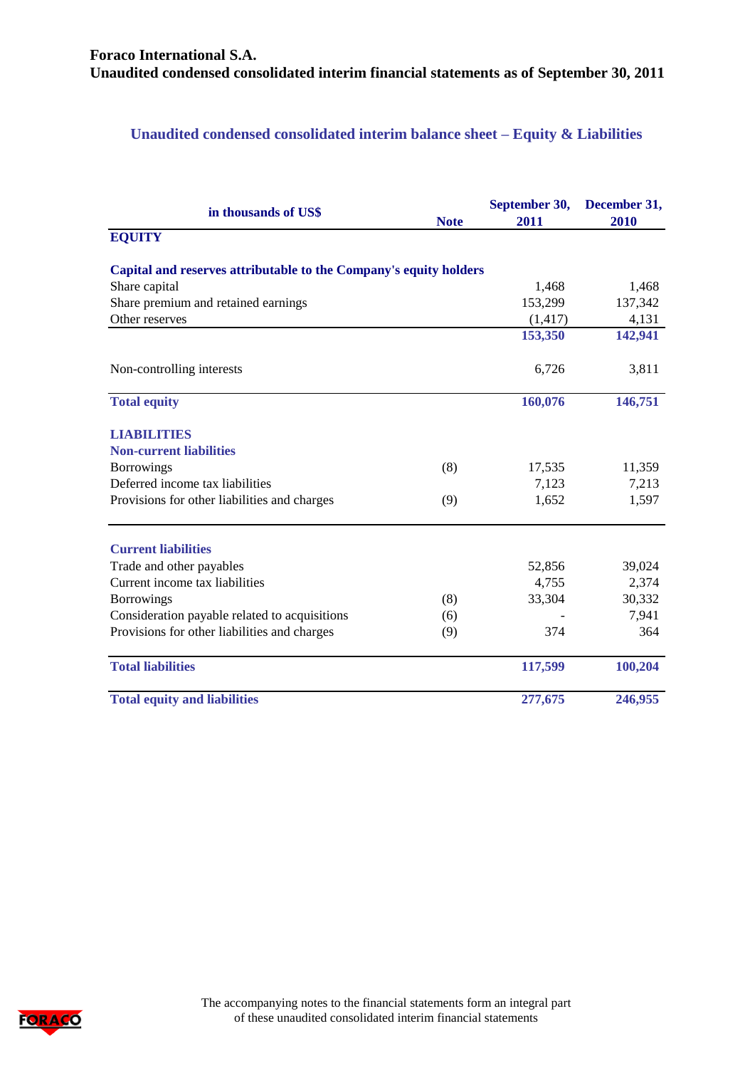**Foraco International S.A.**
**Unaudited condensed consolidated interim financial statements as of September 30, 2011**

## Unaudited condensed consolidated interim balance sheet – Equity & Liabilities

| in thousands of US$ | Note | September 30, 2011 | December 31, 2010 |
|---|---|---|---|
| **EQUITY** | | | |
| **Capital and reserves attributable to the Company's equity holders** | | | |
| Share capital | | 1,468 | 1,468 |
| Share premium and retained earnings | | 153,299 | 137,342 |
| Other reserves | | (1,417) | 4,131 |
| | | **153,350** | **142,941** |
| Non-controlling interests | | 6,726 | 3,811 |
| **Total equity** | | **160,076** | **146,751** |
| **LIABILITIES** | | | |
| **Non-current liabilities** | | | |
| Borrowings | (8) | 17,535 | 11,359 |
| Deferred income tax liabilities | | 7,123 | 7,213 |
| Provisions for other liabilities and charges | (9) | 1,652 | 1,597 |
| **Current liabilities** | | | |
| Trade and other payables | | 52,856 | 39,024 |
| Current income tax liabilities | | 4,755 | 2,374 |
| Borrowings | (8) | 33,304 | 30,332 |
| Consideration payable related to acquisitions | (6) | - | 7,941 |
| Provisions for other liabilities and charges | (9) | 374 | 364 |
| **Total liabilities** | | **117,599** | **100,204** |
| **Total equity and liabilities** | | **277,675** | **246,955** |

The accompanying notes to the financial statements form an integral part of these unaudited consolidated interim financial statements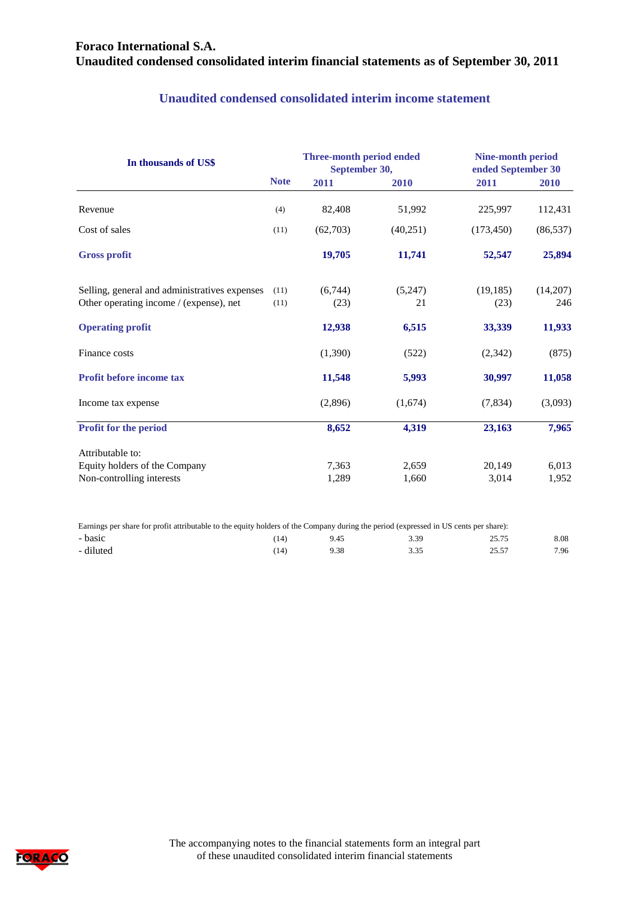# Foraco International S.A.
## Unaudited condensed consolidated interim financial statements as of September 30, 2011

### Unaudited condensed consolidated interim income statement

| In thousands of US$ | Note | Three-month period ended September 30, | | Nine-month period ended September 30 | |
|---|---|---|---|---|---|
| | | 2011 | 2010 | 2011 | 2010 |
| Revenue | (4) | 82,408 | 51,992 | 225,997 | 112,431 |
| Cost of sales | (11) | (62,703) | (40,251) | (173,450) | (86,537) |
| **Gross profit** | | **19,705** | **11,741** | **52,547** | **25,894** |
| Selling, general and administratives expenses | (11) | (6,744) | (5,247) | (19,185) | (14,207) |
| Other operating income / (expense), net | (11) | (23) | 21 | (23) | 246 |
| **Operating profit** | | **12,938** | **6,515** | **33,339** | **11,933** |
| Finance costs | | (1,390) | (522) | (2,342) | (875) |
| **Profit before income tax** | | **11,548** | **5,993** | **30,997** | **11,058** |
| Income tax expense | | (2,896) | (1,674) | (7,834) | (3,093) |
| **Profit for the period** | | **8,652** | **4,319** | **23,163** | **7,965** |
| Attributable to: | | | | | |
| Equity holders of the Company | | 7,363 | 2,659 | 20,149 | 6,013 |
| Non-controlling interests | | 1,289 | 1,660 | 3,014 | 1,952 |

Earnings per share for profit attributable to the equity holders of the Company during the period (expressed in US cents per share):

| | Note | Three-month 2011 | Three-month 2010 | Nine-month 2011 | Nine-month 2010 |
|---|---|---|---|---|---|
| - basic | (14) | 9.45 | 3.39 | 25.75 | 8.08 |
| - diluted | (14) | 9.38 | 3.35 | 25.57 | 7.96 |

The accompanying notes to the financial statements form an integral part of these unaudited consolidated interim financial statements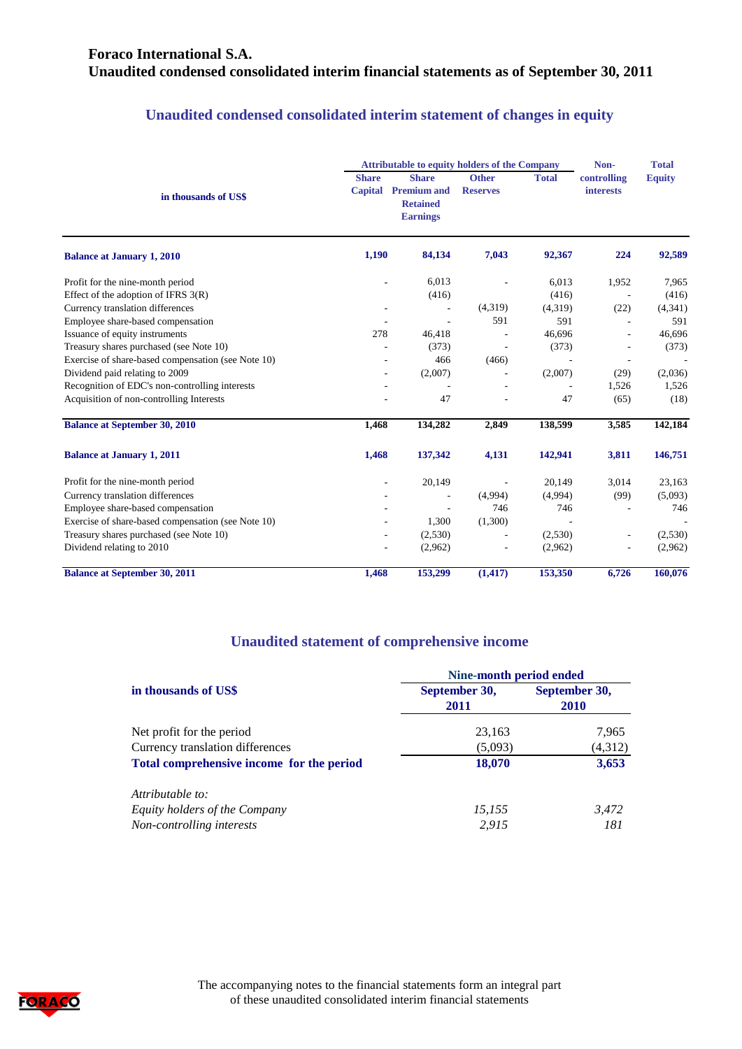# Foraco International S.A.
# Unaudited condensed consolidated interim financial statements as of September 30, 2011

## Unaudited condensed consolidated interim statement of changes in equity

| in thousands of US$ | Attributable to equity holders of the Company | | | | Non-controlling interests | Total Equity |
|---|---|---|---|---|---|---|
| | Share Capital | Share Premium and Retained Earnings | Other Reserves | Total | | |
| **Balance at January 1, 2010** | **1,190** | **84,134** | **7,043** | **92,367** | **224** | **92,589** |
| Profit for the nine-month period | - | 6,013 | - | 6,013 | 1,952 | 7,965 |
| Effect of the adoption of IFRS 3(R) | | (416) | | (416) | - | (416) |
| Currency translation differences | - | - | (4,319) | (4,319) | (22) | (4,341) |
| Employee share-based compensation | - | - | 591 | 591 | - | 591 |
| Issuance of equity instruments | 278 | 46,418 | - | 46,696 | - | 46,696 |
| Treasury shares purchased (see Note 10) | - | (373) | - | (373) | - | (373) |
| Exercise of share-based compensation (see Note 10) | - | 466 | (466) | - | - | - |
| Dividend paid relating to 2009 | - | (2,007) | - | (2,007) | (29) | (2,036) |
| Recognition of EDC's non-controlling interests | - | - | - | - | 1,526 | 1,526 |
| Acquisition of non-controlling Interests | - | 47 | - | 47 | (65) | (18) |
| **Balance at September 30, 2010** | **1,468** | **134,282** | **2,849** | **138,599** | **3,585** | **142,184** |
| **Balance at January 1, 2011** | **1,468** | **137,342** | **4,131** | **142,941** | **3,811** | **146,751** |
| Profit for the nine-month period | - | 20,149 | - | 20,149 | 3,014 | 23,163 |
| Currency translation differences | - | - | (4,994) | (4,994) | (99) | (5,093) |
| Employee share-based compensation | - | - | 746 | 746 | - | 746 |
| Exercise of share-based compensation (see Note 10) | - | 1,300 | (1,300) | - | | - |
| Treasury shares purchased (see Note 10) | - | (2,530) | - | (2,530) | - | (2,530) |
| Dividend relating to 2010 | - | (2,962) | - | (2,962) | - | (2,962) |
| **Balance at September 30, 2011** | **1,468** | **153,299** | **(1,417)** | **153,350** | **6,726** | **160,076** |

## Unaudited statement of comprehensive income

| in thousands of US$ | Nine-month period ended | |
|---|---|---|
| | September 30, 2011 | September 30, 2010 |
| Net profit for the period | 23,163 | 7,965 |
| Currency translation differences | (5,093) | (4,312) |
| **Total comprehensive income for the period** | **18,070** | **3,653** |
| *Attributable to:* | | |
| *Equity holders of the Company* | *15,155* | *3,472* |
| *Non-controlling interests* | *2,915* | *181* |

The accompanying notes to the financial statements form an integral part of these unaudited consolidated interim financial statements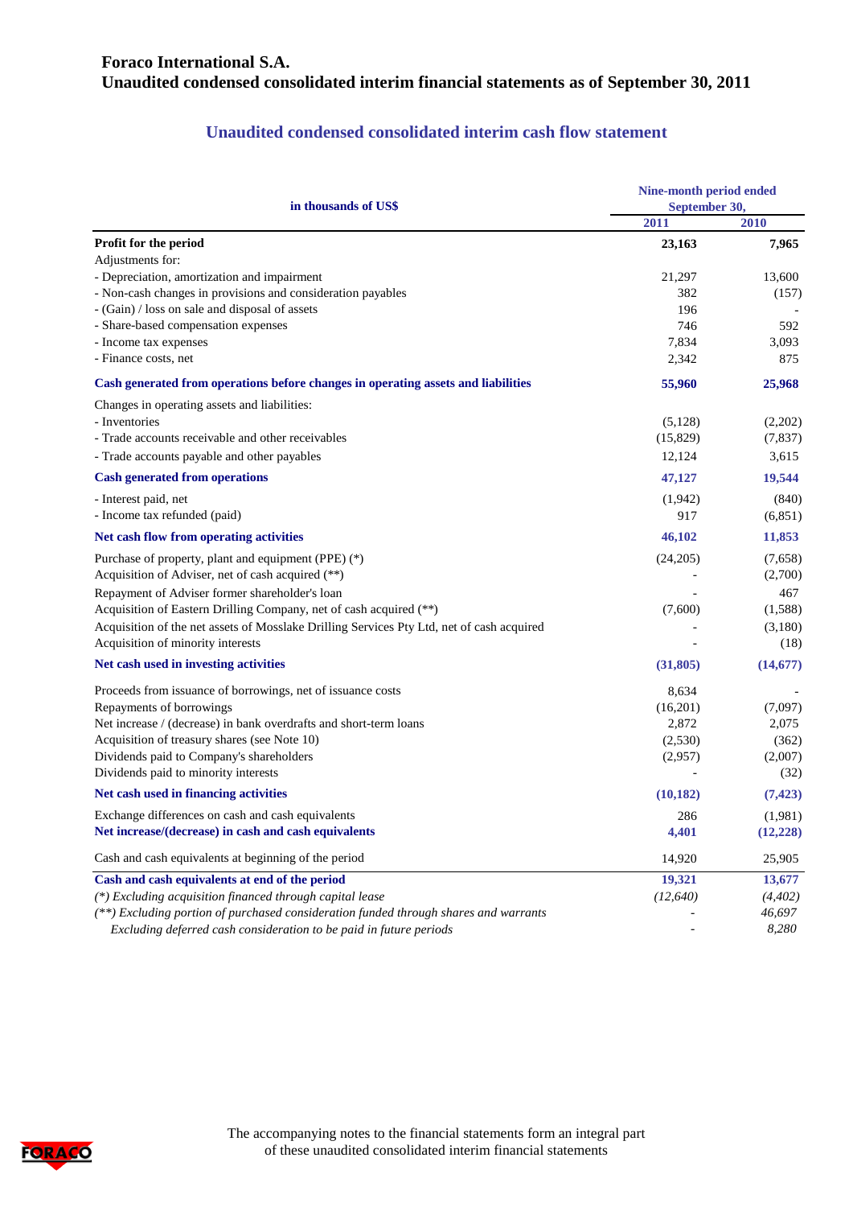# Foraco International S.A.
# Unaudited condensed consolidated interim financial statements as of September 30, 2011

## Unaudited condensed consolidated interim cash flow statement

| in thousands of US$ | Nine-month period ended September 30, | |
|---|---|---|
| | **2011** | **2010** |
| **Profit for the period** | **23,163** | **7,965** |
| Adjustments for: | | |
| - Depreciation, amortization and impairment | 21,297 | 13,600 |
| - Non-cash changes in provisions and consideration payables | 382 | (157) |
| - (Gain) / loss on sale and disposal of assets | 196 | - |
| - Share-based compensation expenses | 746 | 592 |
| - Income tax expenses | 7,834 | 3,093 |
| - Finance costs, net | 2,342 | 875 |
| **Cash generated from operations before changes in operating assets and liabilities** | **55,960** | **25,968** |
| Changes in operating assets and liabilities: | | |
| - Inventories | (5,128) | (2,202) |
| - Trade accounts receivable and other receivables | (15,829) | (7,837) |
| - Trade accounts payable and other payables | 12,124 | 3,615 |
| **Cash generated from operations** | **47,127** | **19,544** |
| - Interest paid, net | (1,942) | (840) |
| - Income tax refunded (paid) | 917 | (6,851) |
| **Net cash flow from operating activities** | **46,102** | **11,853** |
| Purchase of property, plant and equipment (PPE) (*) | (24,205) | (7,658) |
| Acquisition of Adviser, net of cash acquired (**) | - | (2,700) |
| Repayment of Adviser former shareholder's loan | - | 467 |
| Acquisition of Eastern Drilling Company, net of cash acquired (**) | (7,600) | (1,588) |
| Acquisition of the net assets of Mosslake Drilling Services Pty Ltd, net of cash acquired | - | (3,180) |
| Acquisition of minority interests | - | (18) |
| **Net cash used in investing activities** | **(31,805)** | **(14,677)** |
| Proceeds from issuance of borrowings, net of issuance costs | 8,634 | - |
| Repayments of borrowings | (16,201) | (7,097) |
| Net increase / (decrease) in bank overdrafts and short-term loans | 2,872 | 2,075 |
| Acquisition of treasury shares (see Note 10) | (2,530) | (362) |
| Dividends paid to Company's shareholders | (2,957) | (2,007) |
| Dividends paid to minority interests | - | (32) |
| **Net cash used in financing activities** | **(10,182)** | **(7,423)** |
| Exchange differences on cash and cash equivalents | 286 | (1,981) |
| **Net increase/(decrease) in cash and cash equivalents** | **4,401** | **(12,228)** |
| Cash and cash equivalents at beginning of the period | 14,920 | 25,905 |
| **Cash and cash equivalents at end of the period** | **19,321** | **13,677** |
| *(\*) Excluding acquisition financed through capital lease* | *(12,640)* | *(4,402)* |
| *(\*\*) Excluding portion of purchased consideration funded through shares and warrants* | - | *46,697* |
| *Excluding deferred cash consideration to be paid in future periods* | - | *8,280* |

The accompanying notes to the financial statements form an integral part of these unaudited consolidated interim financial statements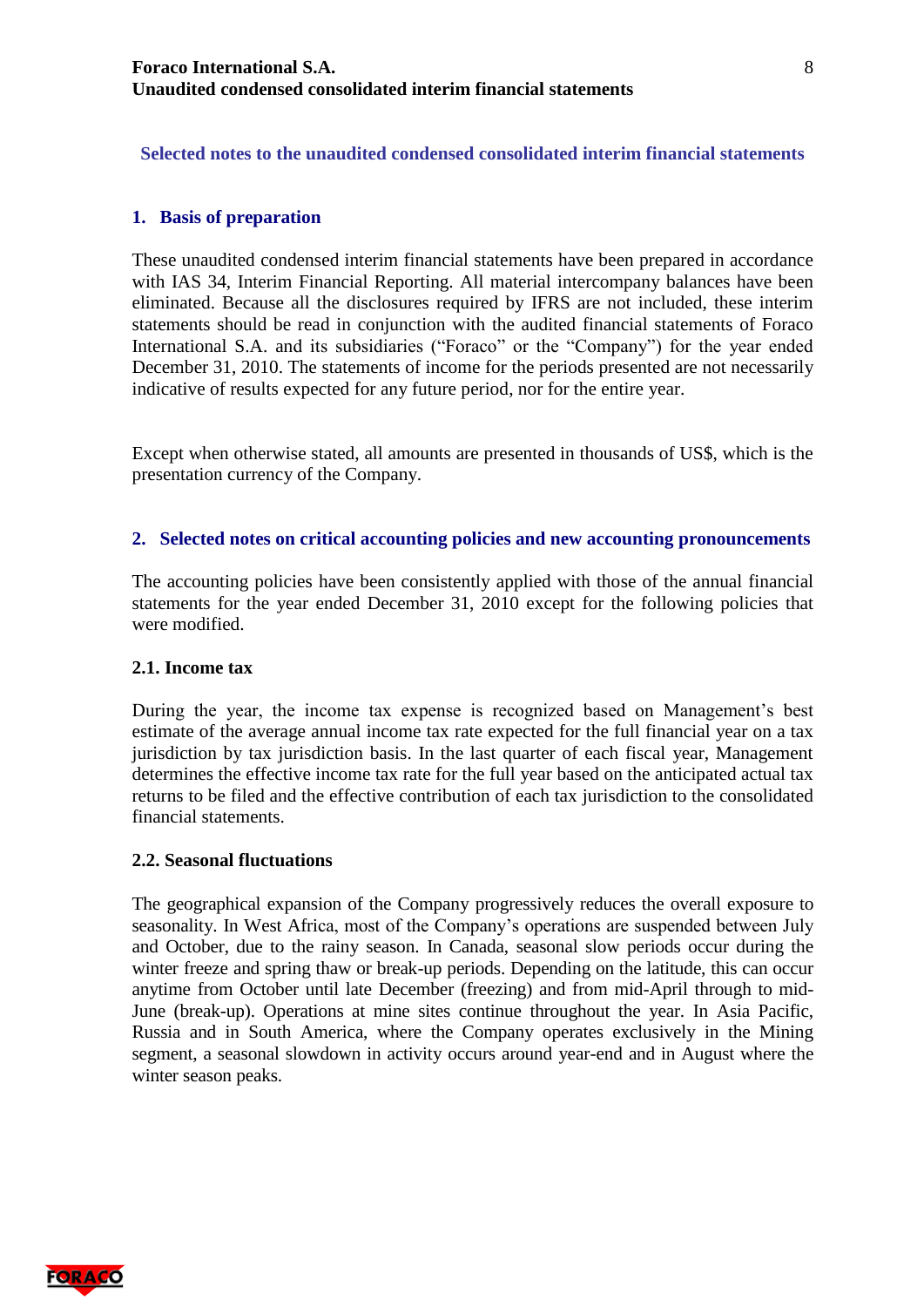## Selected notes to the unaudited condensed consolidated interim financial statements

### 1. Basis of preparation

These unaudited condensed interim financial statements have been prepared in accordance with IAS 34, Interim Financial Reporting. All material intercompany balances have been eliminated. Because all the disclosures required by IFRS are not included, these interim statements should be read in conjunction with the audited financial statements of Foraco International S.A. and its subsidiaries ("Foraco" or the "Company") for the year ended December 31, 2010. The statements of income for the periods presented are not necessarily indicative of results expected for any future period, nor for the entire year.

Except when otherwise stated, all amounts are presented in thousands of US$, which is the presentation currency of the Company.

### 2. Selected notes on critical accounting policies and new accounting pronouncements

The accounting policies have been consistently applied with those of the annual financial statements for the year ended December 31, 2010 except for the following policies that were modified.

#### 2.1. Income tax

During the year, the income tax expense is recognized based on Management's best estimate of the average annual income tax rate expected for the full financial year on a tax jurisdiction by tax jurisdiction basis. In the last quarter of each fiscal year, Management determines the effective income tax rate for the full year based on the anticipated actual tax returns to be filed and the effective contribution of each tax jurisdiction to the consolidated financial statements.

#### 2.2. Seasonal fluctuations

The geographical expansion of the Company progressively reduces the overall exposure to seasonality. In West Africa, most of the Company's operations are suspended between July and October, due to the rainy season. In Canada, seasonal slow periods occur during the winter freeze and spring thaw or break-up periods. Depending on the latitude, this can occur anytime from October until late December (freezing) and from mid-April through to mid-June (break-up). Operations at mine sites continue throughout the year. In Asia Pacific, Russia and in South America, where the Company operates exclusively in the Mining segment, a seasonal slowdown in activity occurs around year-end and in August where the winter season peaks.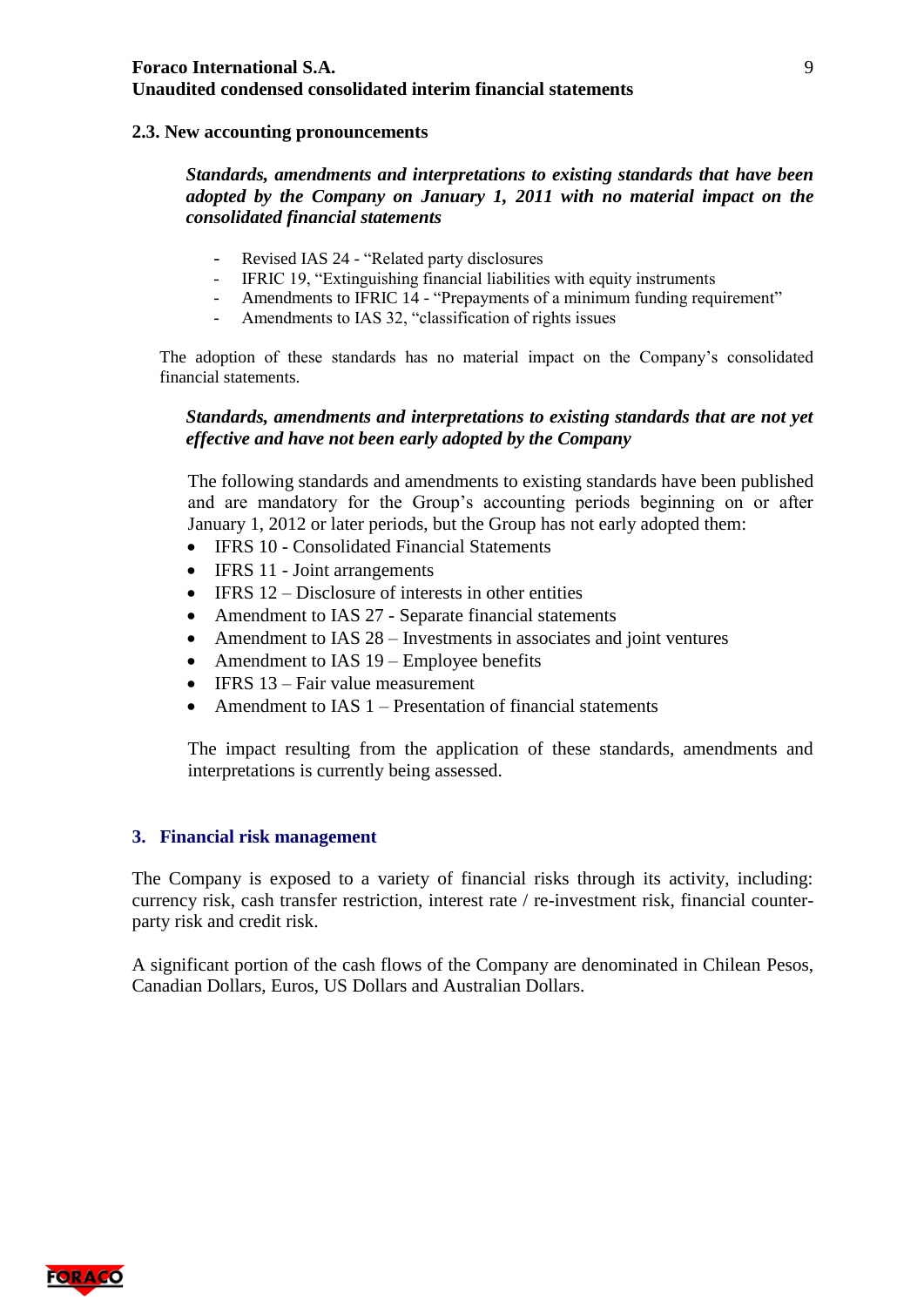### 2.3. New accounting pronouncements

***Standards, amendments and interpretations to existing standards that have been adopted by the Company on January 1, 2011 with no material impact on the consolidated financial statements***

- Revised IAS 24 - "Related party disclosures
- IFRIC 19, "Extinguishing financial liabilities with equity instruments
- Amendments to IFRIC 14 - "Prepayments of a minimum funding requirement"
- Amendments to IAS 32, "classification of rights issues

The adoption of these standards has no material impact on the Company's consolidated financial statements.

***Standards, amendments and interpretations to existing standards that are not yet effective and have not been early adopted by the Company***

The following standards and amendments to existing standards have been published and are mandatory for the Group's accounting periods beginning on or after January 1, 2012 or later periods, but the Group has not early adopted them:

- IFRS 10 - Consolidated Financial Statements
- IFRS 11 - Joint arrangements
- IFRS 12 – Disclosure of interests in other entities
- Amendment to IAS 27 - Separate financial statements
- Amendment to IAS 28 – Investments in associates and joint ventures
- Amendment to IAS 19 – Employee benefits
- IFRS 13 – Fair value measurement
- Amendment to IAS 1 – Presentation of financial statements

The impact resulting from the application of these standards, amendments and interpretations is currently being assessed.

## 3. Financial risk management

The Company is exposed to a variety of financial risks through its activity, including: currency risk, cash transfer restriction, interest rate / re-investment risk, financial counter-party risk and credit risk.

A significant portion of the cash flows of the Company are denominated in Chilean Pesos, Canadian Dollars, Euros, US Dollars and Australian Dollars.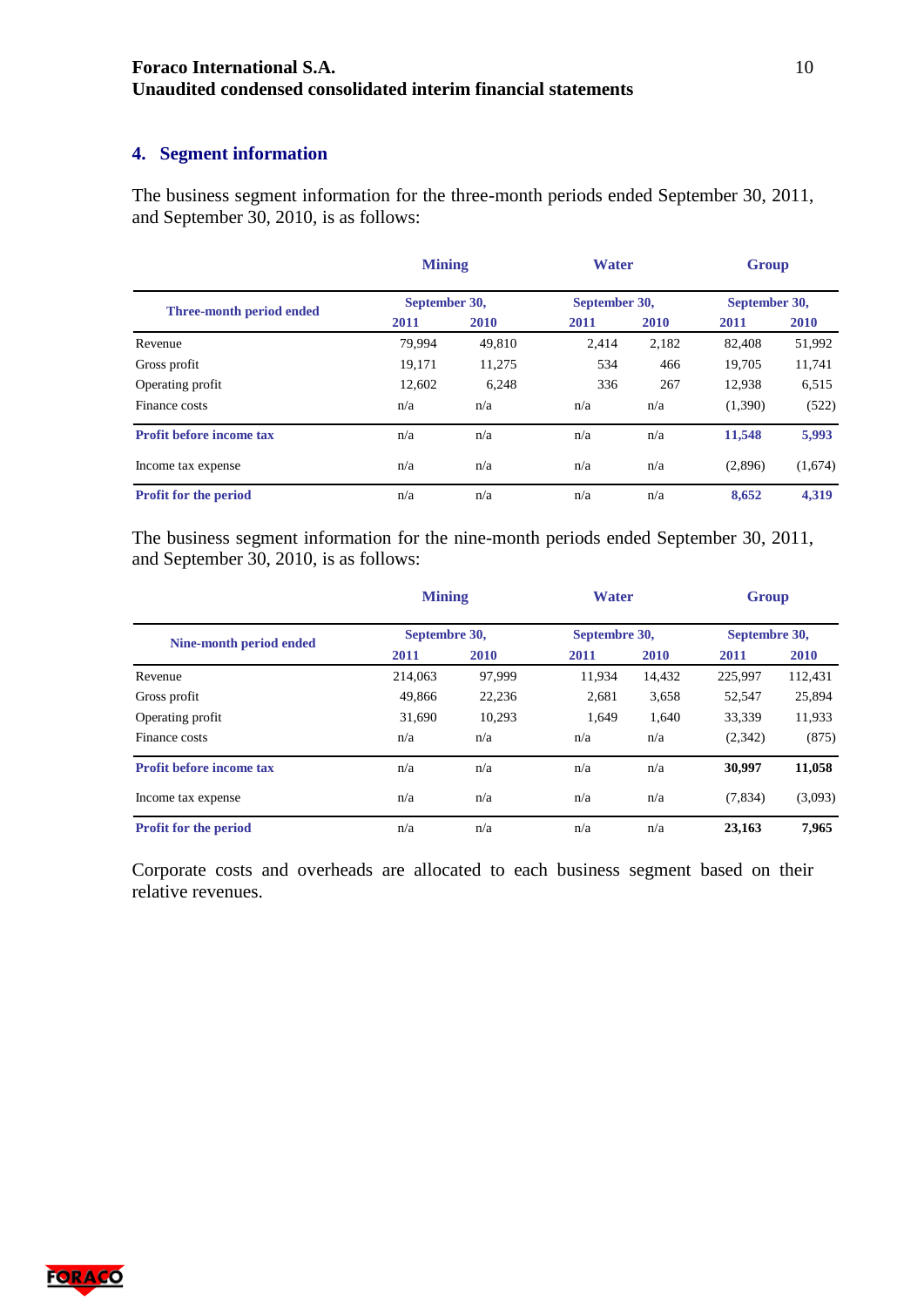## 4. Segment information

The business segment information for the three-month periods ended September 30, 2011, and September 30, 2010, is as follows:

| | Mining | | Water | | Group | |
|---|---|---|---|---|---|---|
| **Three-month period ended** | September 30, | | September 30, | | September 30, | |
| | **2011** | **2010** | **2011** | **2010** | **2011** | **2010** |
| Revenue | 79,994 | 49,810 | 2,414 | 2,182 | 82,408 | 51,992 |
| Gross profit | 19,171 | 11,275 | 534 | 466 | 19,705 | 11,741 |
| Operating profit | 12,602 | 6,248 | 336 | 267 | 12,938 | 6,515 |
| Finance costs | n/a | n/a | n/a | n/a | (1,390) | (522) |
| **Profit before income tax** | n/a | n/a | n/a | n/a | **11,548** | **5,993** |
| Income tax expense | n/a | n/a | n/a | n/a | (2,896) | (1,674) |
| **Profit for the period** | n/a | n/a | n/a | n/a | **8,652** | **4,319** |

The business segment information for the nine-month periods ended September 30, 2011, and September 30, 2010, is as follows:

| | Mining | | Water | | Group | |
|---|---|---|---|---|---|---|
| **Nine-month period ended** | Septembre 30, | | Septembre 30, | | Septembre 30, | |
| | **2011** | **2010** | **2011** | **2010** | **2011** | **2010** |
| Revenue | 214,063 | 97,999 | 11,934 | 14,432 | 225,997 | 112,431 |
| Gross profit | 49,866 | 22,236 | 2,681 | 3,658 | 52,547 | 25,894 |
| Operating profit | 31,690 | 10,293 | 1,649 | 1,640 | 33,339 | 11,933 |
| Finance costs | n/a | n/a | n/a | n/a | (2,342) | (875) |
| **Profit before income tax** | n/a | n/a | n/a | n/a | **30,997** | **11,058** |
| Income tax expense | n/a | n/a | n/a | n/a | (7,834) | (3,093) |
| **Profit for the period** | n/a | n/a | n/a | n/a | **23,163** | **7,965** |

Corporate costs and overheads are allocated to each business segment based on their relative revenues.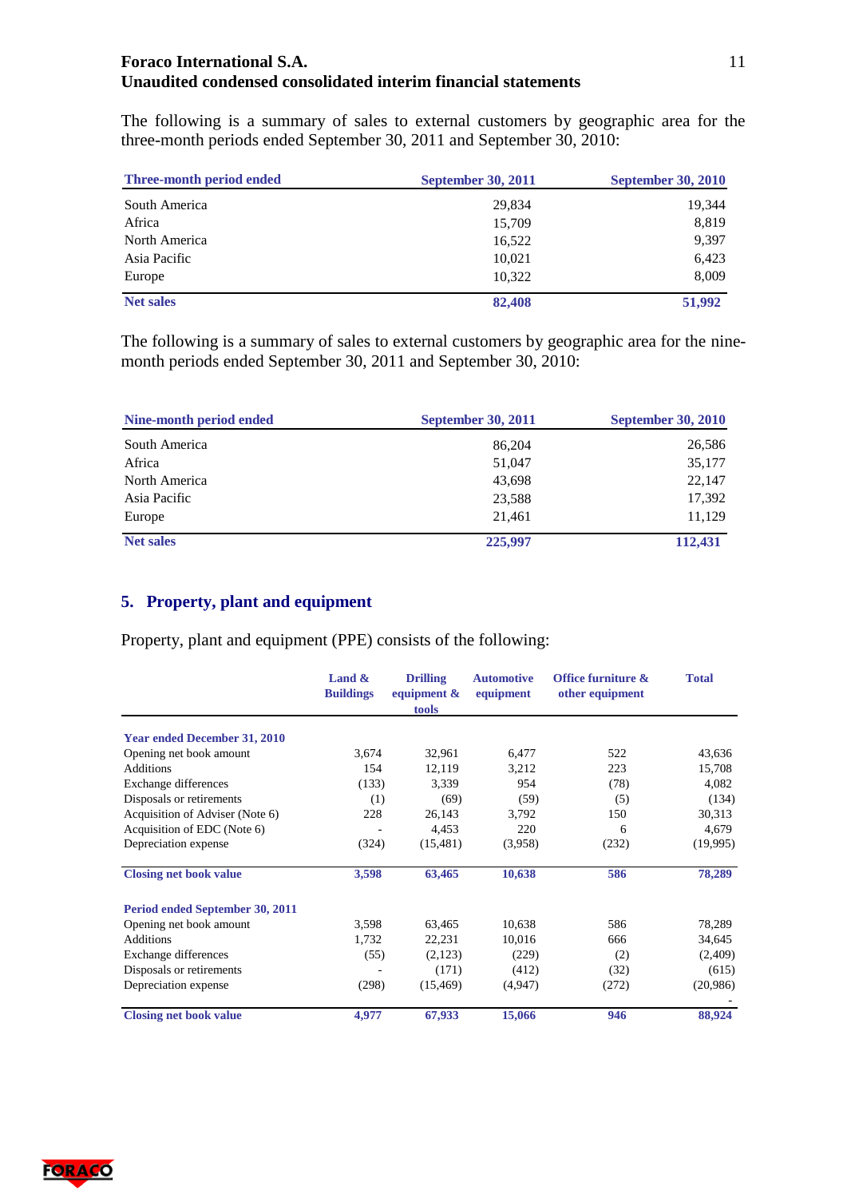The following is a summary of sales to external customers by geographic area for the three-month periods ended September 30, 2011 and September 30, 2010:

| Three-month period ended | September 30, 2011 | September 30, 2010 |
|---|---|---|
| South America | 29,834 | 19,344 |
| Africa | 15,709 | 8,819 |
| North America | 16,522 | 9,397 |
| Asia Pacific | 10,021 | 6,423 |
| Europe | 10,322 | 8,009 |
| **Net sales** | **82,408** | **51,992** |

The following is a summary of sales to external customers by geographic area for the nine-month periods ended September 30, 2011 and September 30, 2010:

| Nine-month period ended | September 30, 2011 | September 30, 2010 |
|---|---|---|
| South America | 86,204 | 26,586 |
| Africa | 51,047 | 35,177 |
| North America | 43,698 | 22,147 |
| Asia Pacific | 23,588 | 17,392 |
| Europe | 21,461 | 11,129 |
| **Net sales** | **225,997** | **112,431** |

## 5. Property, plant and equipment

Property, plant and equipment (PPE) consists of the following:

| | Land & Buildings | Drilling equipment & tools | Automotive equipment | Office furniture & other equipment | Total |
|---|---|---|---|---|---|
| **Year ended December 31, 2010** | | | | | |
| Opening net book amount | 3,674 | 32,961 | 6,477 | 522 | 43,636 |
| Additions | 154 | 12,119 | 3,212 | 223 | 15,708 |
| Exchange differences | (133) | 3,339 | 954 | (78) | 4,082 |
| Disposals or retirements | (1) | (69) | (59) | (5) | (134) |
| Acquisition of Adviser (Note 6) | 228 | 26,143 | 3,792 | 150 | 30,313 |
| Acquisition of EDC (Note 6) | - | 4,453 | 220 | 6 | 4,679 |
| Depreciation expense | (324) | (15,481) | (3,958) | (232) | (19,995) |
| **Closing net book value** | **3,598** | **63,465** | **10,638** | **586** | **78,289** |
| **Period ended September 30, 2011** | | | | | |
| Opening net book amount | 3,598 | 63,465 | 10,638 | 586 | 78,289 |
| Additions | 1,732 | 22,231 | 10,016 | 666 | 34,645 |
| Exchange differences | (55) | (2,123) | (229) | (2) | (2,409) |
| Disposals or retirements | - | (171) | (412) | (32) | (615) |
| Depreciation expense | (298) | (15,469) | (4,947) | (272) | (20,986) |
| | | | | | - |
| **Closing net book value** | **4,977** | **67,933** | **15,066** | **946** | **88,924** |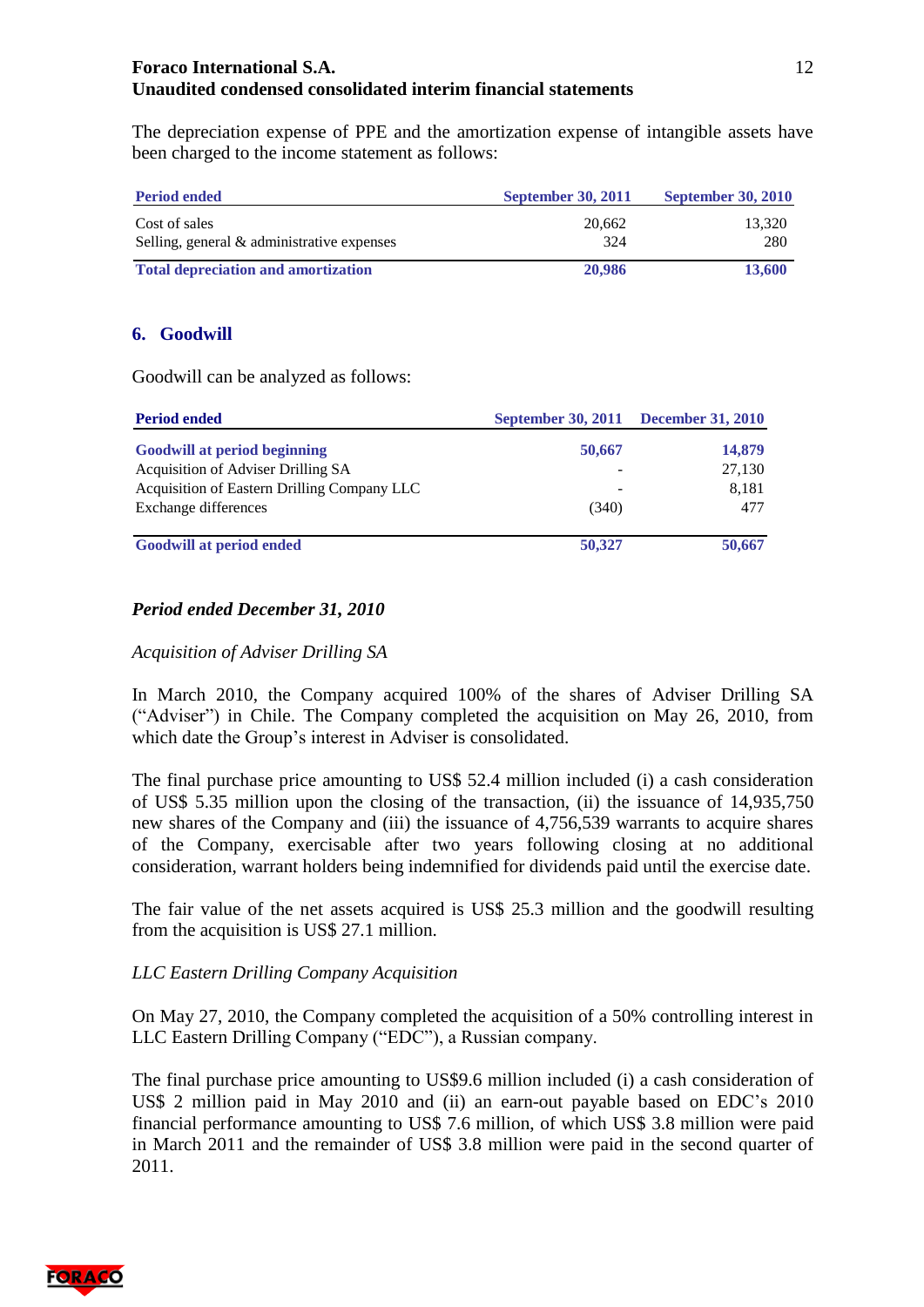The depreciation expense of PPE and the amortization expense of intangible assets have been charged to the income statement as follows:

| Period ended | September 30, 2011 | September 30, 2010 |
|---|---|---|
| Cost of sales | 20,662 | 13,320 |
| Selling, general & administrative expenses | 324 | 280 |
| **Total depreciation and amortization** | **20,986** | **13,600** |

## 6. Goodwill

Goodwill can be analyzed as follows:

| Period ended | September 30, 2011 | December 31, 2010 |
|---|---|---|
| **Goodwill at period beginning** | **50,667** | **14,879** |
| Acquisition of Adviser Drilling SA | - | 27,130 |
| Acquisition of Eastern Drilling Company LLC | - | 8,181 |
| Exchange differences | (340) | 477 |
| **Goodwill at period ended** | **50,327** | **50,667** |

### *Period ended December 31, 2010*

*Acquisition of Adviser Drilling SA*

In March 2010, the Company acquired 100% of the shares of Adviser Drilling SA ("Adviser") in Chile. The Company completed the acquisition on May 26, 2010, from which date the Group's interest in Adviser is consolidated.

The final purchase price amounting to US$ 52.4 million included (i) a cash consideration of US$ 5.35 million upon the closing of the transaction, (ii) the issuance of 14,935,750 new shares of the Company and (iii) the issuance of 4,756,539 warrants to acquire shares of the Company, exercisable after two years following closing at no additional consideration, warrant holders being indemnified for dividends paid until the exercise date.

The fair value of the net assets acquired is US$ 25.3 million and the goodwill resulting from the acquisition is US$ 27.1 million.

*LLC Eastern Drilling Company Acquisition*

On May 27, 2010, the Company completed the acquisition of a 50% controlling interest in LLC Eastern Drilling Company ("EDC"), a Russian company.

The final purchase price amounting to US$9.6 million included (i) a cash consideration of US$ 2 million paid in May 2010 and (ii) an earn-out payable based on EDC's 2010 financial performance amounting to US$ 7.6 million, of which US$ 3.8 million were paid in March 2011 and the remainder of US$ 3.8 million were paid in the second quarter of 2011.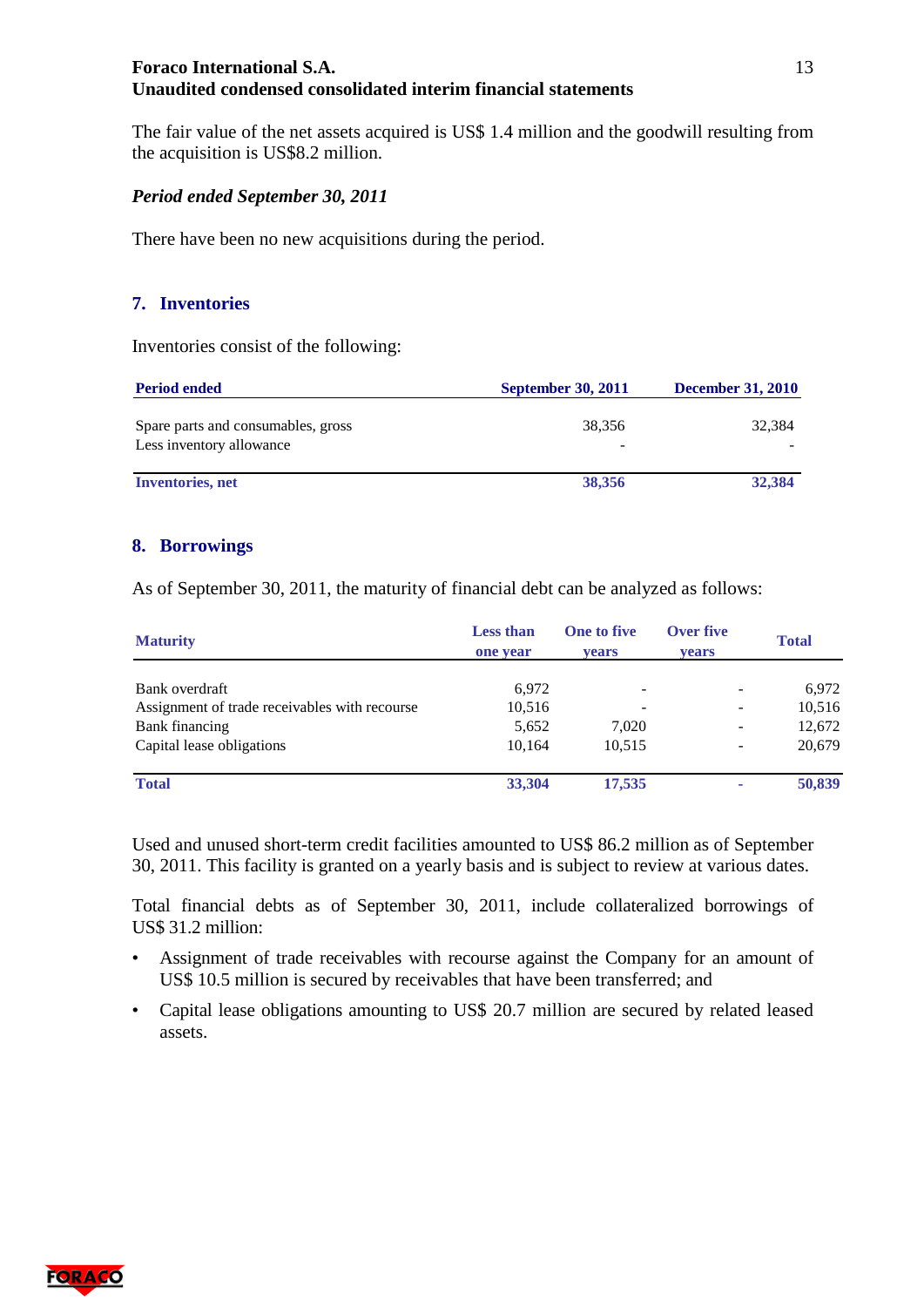The fair value of the net assets acquired is US$ 1.4 million and the goodwill resulting from the acquisition is US$8.2 million.

***Period ended September 30, 2011***

There have been no new acquisitions during the period.

## 7. Inventories

Inventories consist of the following:

| Period ended | September 30, 2011 | December 31, 2010 |
|---|---|---|
| Spare parts and consumables, gross | 38,356 | 32,384 |
| Less inventory allowance | - | - |
| **Inventories, net** | **38,356** | **32,384** |

## 8. Borrowings

As of September 30, 2011, the maturity of financial debt can be analyzed as follows:

| Maturity | Less than one year | One to five years | Over five years | Total |
|---|---|---|---|---|
| Bank overdraft | 6,972 | - | - | 6,972 |
| Assignment of trade receivables with recourse | 10,516 | - | - | 10,516 |
| Bank financing | 5,652 | 7,020 | - | 12,672 |
| Capital lease obligations | 10,164 | 10,515 | - | 20,679 |
| **Total** | **33,304** | **17,535** | **-** | **50,839** |

Used and unused short-term credit facilities amounted to US$ 86.2 million as of September 30, 2011. This facility is granted on a yearly basis and is subject to review at various dates.

Total financial debts as of September 30, 2011, include collateralized borrowings of US$ 31.2 million:

- Assignment of trade receivables with recourse against the Company for an amount of US$ 10.5 million is secured by receivables that have been transferred; and
- Capital lease obligations amounting to US$ 20.7 million are secured by related leased assets.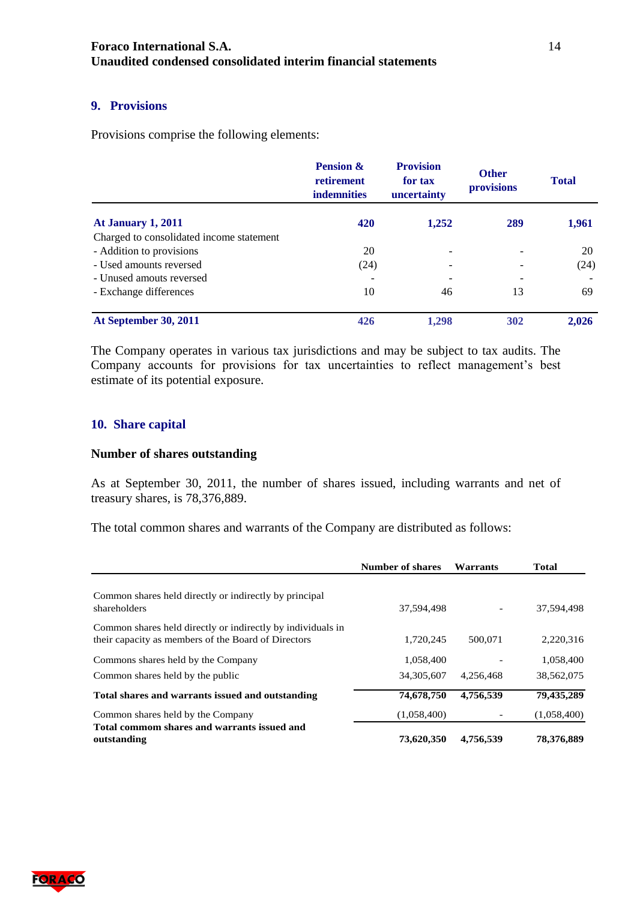## 9. Provisions

Provisions comprise the following elements:

| | Pension & retirement indemnities | Provision for tax uncertainty | Other provisions | Total |
|---|---|---|---|---|
| **At January 1, 2011** | **420** | **1,252** | **289** | **1,961** |
| Charged to consolidated income statement | | | | |
| - Addition to provisions | 20 | - | - | 20 |
| - Used amounts reversed | (24) | - | - | (24) |
| - Unused amouts reversed | - | - | - | - |
| - Exchange differences | 10 | 46 | 13 | 69 |
| **At September 30, 2011** | **426** | **1,298** | **302** | **2,026** |

The Company operates in various tax jurisdictions and may be subject to tax audits. The Company accounts for provisions for tax uncertainties to reflect management's best estimate of its potential exposure.

## 10. Share capital

### Number of shares outstanding

As at September 30, 2011, the number of shares issued, including warrants and net of treasury shares, is 78,376,889.

The total common shares and warrants of the Company are distributed as follows:

| | Number of shares | Warrants | Total |
|---|---|---|---|
| Common shares held directly or indirectly by principal shareholders | 37,594,498 | - | 37,594,498 |
| Common shares held directly or indirectly by individuals in their capacity as members of the Board of Directors | 1,720,245 | 500,071 | 2,220,316 |
| Commons shares held by the Company | 1,058,400 | - | 1,058,400 |
| Common shares held by the public | 34,305,607 | 4,256,468 | 38,562,075 |
| **Total shares and warrants issued and outstanding** | **74,678,750** | **4,756,539** | **79,435,289** |
| Common shares held by the Company | (1,058,400) | - | (1,058,400) |
| **Total commom shares and warrants issued and outstanding** | **73,620,350** | **4,756,539** | **78,376,889** |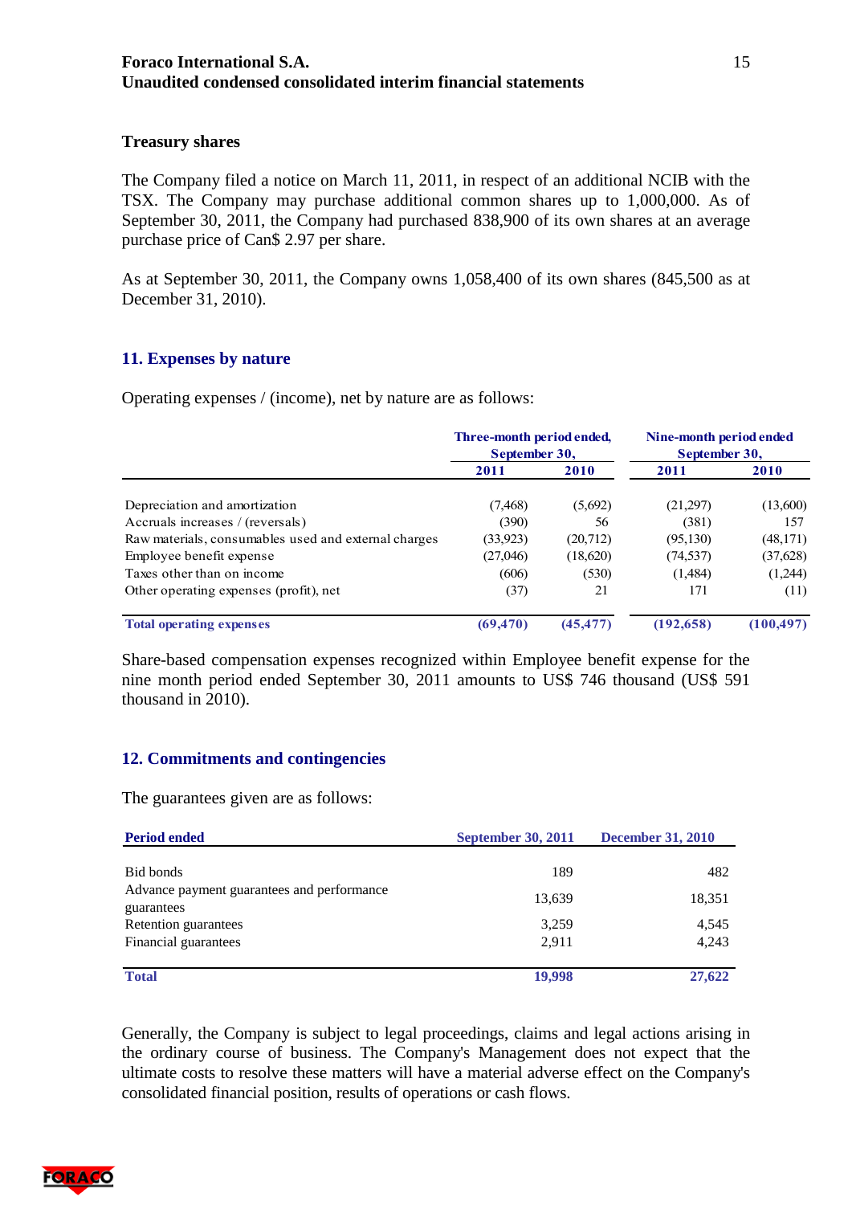### Treasury shares

The Company filed a notice on March 11, 2011, in respect of an additional NCIB with the TSX. The Company may purchase additional common shares up to 1,000,000. As of September 30, 2011, the Company had purchased 838,900 of its own shares at an average purchase price of Can$ 2.97 per share.

As at September 30, 2011, the Company owns 1,058,400 of its own shares (845,500 as at December 31, 2010).

## 11. Expenses by nature

Operating expenses / (income), net by nature are as follows:

| | Three-month period ended, September 30, | | Nine-month period ended September 30, | |
|---|---|---|---|---|
| | 2011 | 2010 | 2011 | 2010 |
| Depreciation and amortization | (7,468) | (5,692) | (21,297) | (13,600) |
| Accruals increases / (reversals) | (390) | 56 | (381) | 157 |
| Raw materials, consumables used and external charges | (33,923) | (20,712) | (95,130) | (48,171) |
| Employee benefit expense | (27,046) | (18,620) | (74,537) | (37,628) |
| Taxes other than on income | (606) | (530) | (1,484) | (1,244) |
| Other operating expenses (profit), net | (37) | 21 | 171 | (11) |
| **Total operating expenses** | **(69,470)** | **(45,477)** | **(192,658)** | **(100,497)** |

Share-based compensation expenses recognized within Employee benefit expense for the nine month period ended September 30, 2011 amounts to US$ 746 thousand (US$ 591 thousand in 2010).

## 12. Commitments and contingencies

The guarantees given are as follows:

| Period ended | September 30, 2011 | December 31, 2010 |
|---|---|---|
| Bid bonds | 189 | 482 |
| Advance payment guarantees and performance guarantees | 13,639 | 18,351 |
| Retention guarantees | 3,259 | 4,545 |
| Financial guarantees | 2,911 | 4,243 |
| **Total** | **19,998** | **27,622** |

Generally, the Company is subject to legal proceedings, claims and legal actions arising in the ordinary course of business. The Company's Management does not expect that the ultimate costs to resolve these matters will have a material adverse effect on the Company's consolidated financial position, results of operations or cash flows.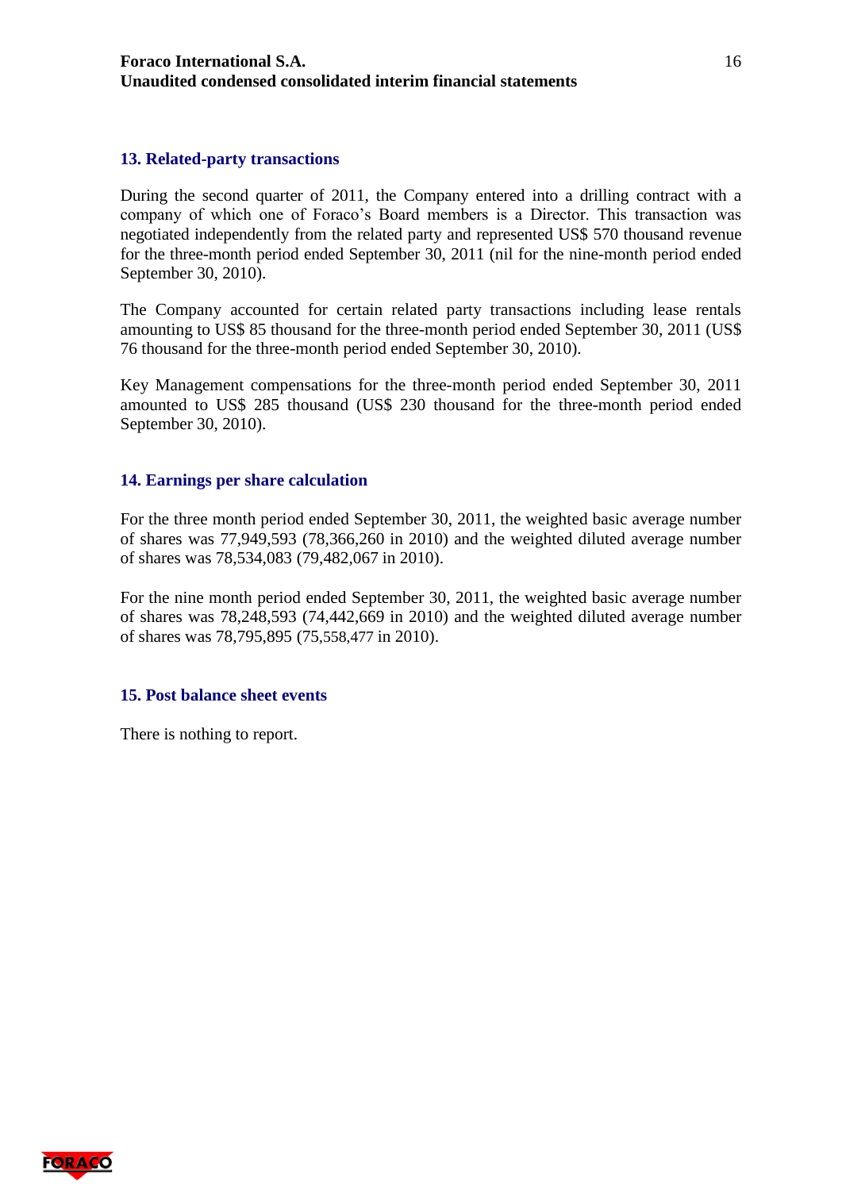## 13. Related-party transactions

During the second quarter of 2011, the Company entered into a drilling contract with a company of which one of Foraco's Board members is a Director. This transaction was negotiated independently from the related party and represented US$ 570 thousand revenue for the three-month period ended September 30, 2011 (nil for the nine-month period ended September 30, 2010).

The Company accounted for certain related party transactions including lease rentals amounting to US$ 85 thousand for the three-month period ended September 30, 2011 (US$ 76 thousand for the three-month period ended September 30, 2010).

Key Management compensations for the three-month period ended September 30, 2011 amounted to US$ 285 thousand (US$ 230 thousand for the three-month period ended September 30, 2010).

## 14. Earnings per share calculation

For the three month period ended September 30, 2011, the weighted basic average number of shares was 77,949,593 (78,366,260 in 2010) and the weighted diluted average number of shares was 78,534,083 (79,482,067 in 2010).

For the nine month period ended September 30, 2011, the weighted basic average number of shares was 78,248,593 (74,442,669 in 2010) and the weighted diluted average number of shares was 78,795,895 (75,558,477 in 2010).

## 15. Post balance sheet events

There is nothing to report.